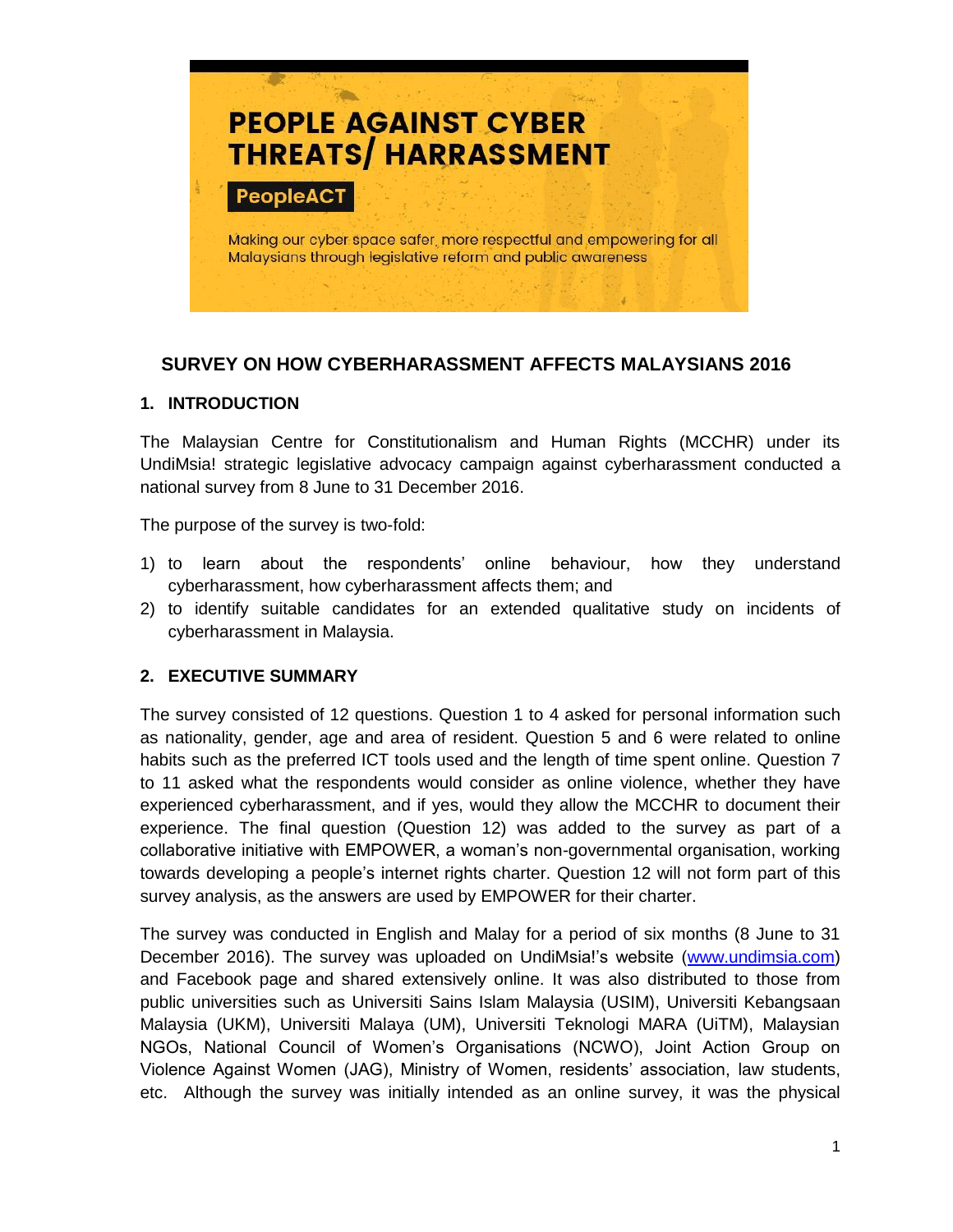# PEOPLE AGAINST CYBER THREATS/ HARRASSMENT

**PeopleACT**

Making our cyber space safer, more respectful and empowering for all Malaysians through legislative reform and public awareness

## SURVEY ON HOW CYBERHARASSMENT AFFECTS MALAYSIANS 2016

### 1. INTRODUCTION

The Malaysian Centre for Constitutionalism and Human Rights (MCCHR) under its UndiMsia! strategic legislative advocacy campaign against cyberharassment conducted a national survey from 8 June to 31 December 2016.

The purpose of the survey is two-fold:

1) to learn about the respondents' online behaviour, how they understand cyberharassment, how cyberharassment affects them; and
2) to identify suitable candidates for an extended qualitative study on incidents of cyberharassment in Malaysia.

### 2. EXECUTIVE SUMMARY

The survey consisted of 12 questions. Question 1 to 4 asked for personal information such as nationality, gender, age and area of resident. Question 5 and 6 were related to online habits such as the preferred ICT tools used and the length of time spent online. Question 7 to 11 asked what the respondents would consider as online violence, whether they have experienced cyberharassment, and if yes, would they allow the MCCHR to document their experience. The final question (Question 12) was added to the survey as part of a collaborative initiative with EMPOWER, a woman's non-governmental organisation, working towards developing a people's internet rights charter. Question 12 will not form part of this survey analysis, as the answers are used by EMPOWER for their charter.

The survey was conducted in English and Malay for a period of six months (8 June to 31 December 2016). The survey was uploaded on UndiMsia!'s website (www.undimsia.com) and Facebook page and shared extensively online. It was also distributed to those from public universities such as Universiti Sains Islam Malaysia (USIM), Universiti Kebangsaan Malaysia (UKM), Universiti Malaya (UM), Universiti Teknologi MARA (UiTM), Malaysian NGOs, National Council of Women's Organisations (NCWO), Joint Action Group on Violence Against Women (JAG), Ministry of Women, residents' association, law students, etc. Although the survey was initially intended as an online survey, it was the physical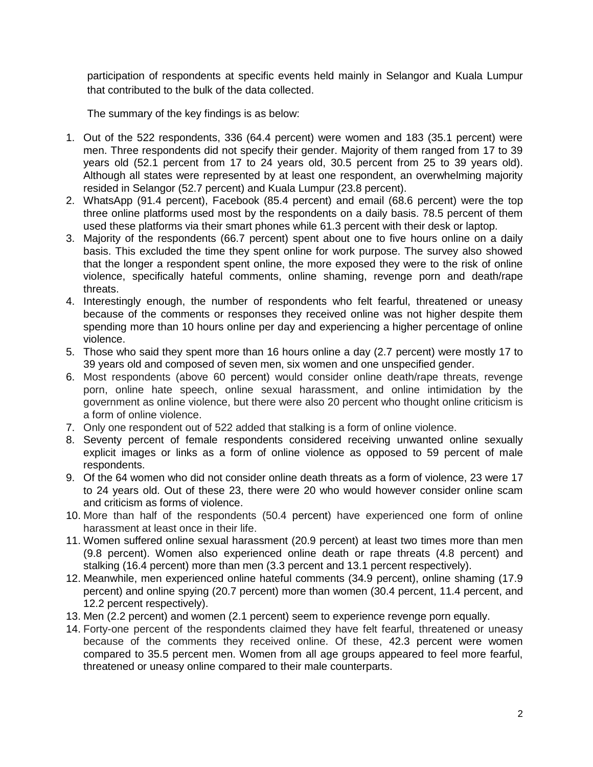participation of respondents at specific events held mainly in Selangor and Kuala Lumpur that contributed to the bulk of the data collected.

The summary of the key findings is as below:

1. Out of the 522 respondents, 336 (64.4 percent) were women and 183 (35.1 percent) were men. Three respondents did not specify their gender. Majority of them ranged from 17 to 39 years old (52.1 percent from 17 to 24 years old, 30.5 percent from 25 to 39 years old). Although all states were represented by at least one respondent, an overwhelming majority resided in Selangor (52.7 percent) and Kuala Lumpur (23.8 percent).
2. WhatsApp (91.4 percent), Facebook (85.4 percent) and email (68.6 percent) were the top three online platforms used most by the respondents on a daily basis. 78.5 percent of them used these platforms via their smart phones while 61.3 percent with their desk or laptop.
3. Majority of the respondents (66.7 percent) spent about one to five hours online on a daily basis. This excluded the time they spent online for work purpose. The survey also showed that the longer a respondent spent online, the more exposed they were to the risk of online violence, specifically hateful comments, online shaming, revenge porn and death/rape threats.
4. Interestingly enough, the number of respondents who felt fearful, threatened or uneasy because of the comments or responses they received online was not higher despite them spending more than 10 hours online per day and experiencing a higher percentage of online violence.
5. Those who said they spent more than 16 hours online a day (2.7 percent) were mostly 17 to 39 years old and composed of seven men, six women and one unspecified gender.
6. Most respondents (above 60 percent) would consider online death/rape threats, revenge porn, online hate speech, online sexual harassment, and online intimidation by the government as online violence, but there were also 20 percent who thought online criticism is a form of online violence.
7. Only one respondent out of 522 added that stalking is a form of online violence.
8. Seventy percent of female respondents considered receiving unwanted online sexually explicit images or links as a form of online violence as opposed to 59 percent of male respondents.
9. Of the 64 women who did not consider online death threats as a form of violence, 23 were 17 to 24 years old. Out of these 23, there were 20 who would however consider online scam and criticism as forms of violence.
10. More than half of the respondents (50.4 percent) have experienced one form of online harassment at least once in their life.
11. Women suffered online sexual harassment (20.9 percent) at least two times more than men (9.8 percent). Women also experienced online death or rape threats (4.8 percent) and stalking (16.4 percent) more than men (3.3 percent and 13.1 percent respectively).
12. Meanwhile, men experienced online hateful comments (34.9 percent), online shaming (17.9 percent) and online spying (20.7 percent) more than women (30.4 percent, 11.4 percent, and 12.2 percent respectively).
13. Men (2.2 percent) and women (2.1 percent) seem to experience revenge porn equally.
14. Forty-one percent of the respondents claimed they have felt fearful, threatened or uneasy because of the comments they received online. Of these, 42.3 percent were women compared to 35.5 percent men. Women from all age groups appeared to feel more fearful, threatened or uneasy online compared to their male counterparts.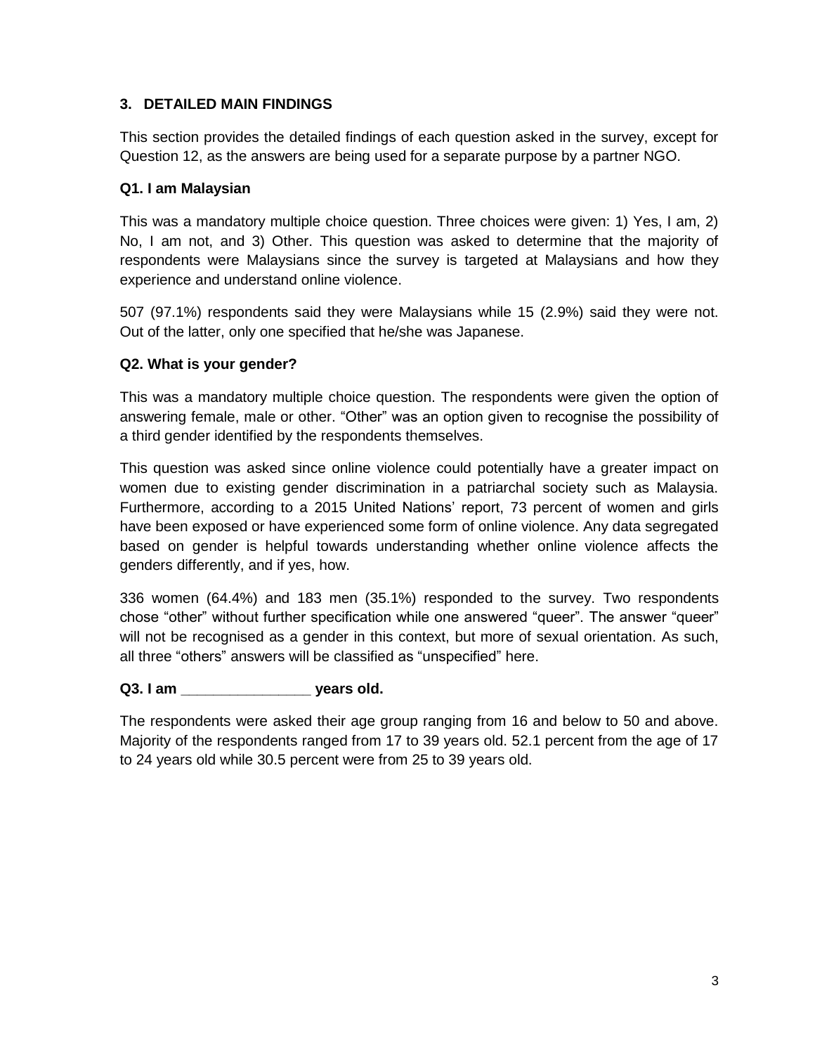## 3. DETAILED MAIN FINDINGS

This section provides the detailed findings of each question asked in the survey, except for Question 12, as the answers are being used for a separate purpose by a partner NGO.

### Q1. I am Malaysian

This was a mandatory multiple choice question. Three choices were given: 1) Yes, I am, 2) No, I am not, and 3) Other. This question was asked to determine that the majority of respondents were Malaysians since the survey is targeted at Malaysians and how they experience and understand online violence.

507 (97.1%) respondents said they were Malaysians while 15 (2.9%) said they were not. Out of the latter, only one specified that he/she was Japanese.

### Q2. What is your gender?

This was a mandatory multiple choice question. The respondents were given the option of answering female, male or other. "Other" was an option given to recognise the possibility of a third gender identified by the respondents themselves.

This question was asked since online violence could potentially have a greater impact on women due to existing gender discrimination in a patriarchal society such as Malaysia. Furthermore, according to a 2015 United Nations' report, 73 percent of women and girls have been exposed or have experienced some form of online violence. Any data segregated based on gender is helpful towards understanding whether online violence affects the genders differently, and if yes, how.

336 women (64.4%) and 183 men (35.1%) responded to the survey. Two respondents chose "other" without further specification while one answered "queer". The answer "queer" will not be recognised as a gender in this context, but more of sexual orientation. As such, all three "others" answers will be classified as "unspecified" here.

### Q3. I am ________________ years old.

The respondents were asked their age group ranging from 16 and below to 50 and above. Majority of the respondents ranged from 17 to 39 years old. 52.1 percent from the age of 17 to 24 years old while 30.5 percent were from 25 to 39 years old.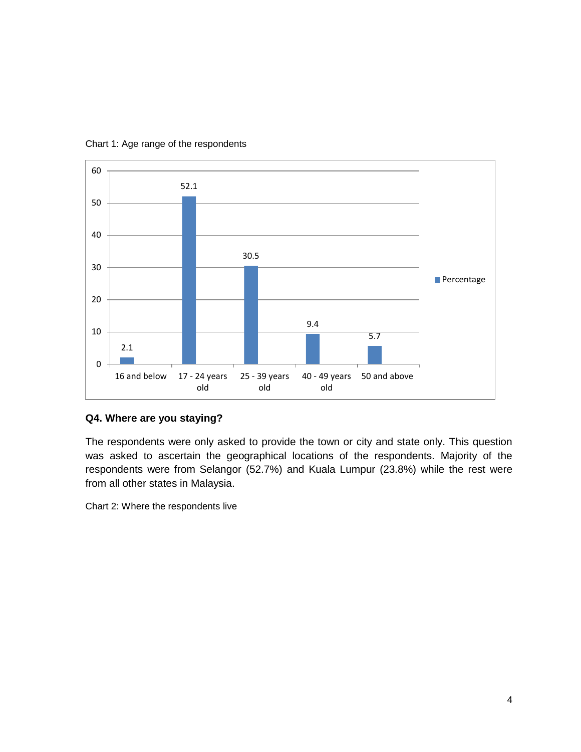Chart 1: Age range of the respondents

| Age range | Percentage |
|---|---|
| 16 and below | 2.1 |
| 17 - 24 years old | 52.1 |
| 25 - 39 years old | 30.5 |
| 40 - 49 years old | 9.4 |
| 50 and above | 5.7 |

**Q4. Where are you staying?**

The respondents were only asked to provide the town or city and state only. This question was asked to ascertain the geographical locations of the respondents. Majority of the respondents were from Selangor (52.7%) and Kuala Lumpur (23.8%) while the rest were from all other states in Malaysia.

Chart 2: Where the respondents live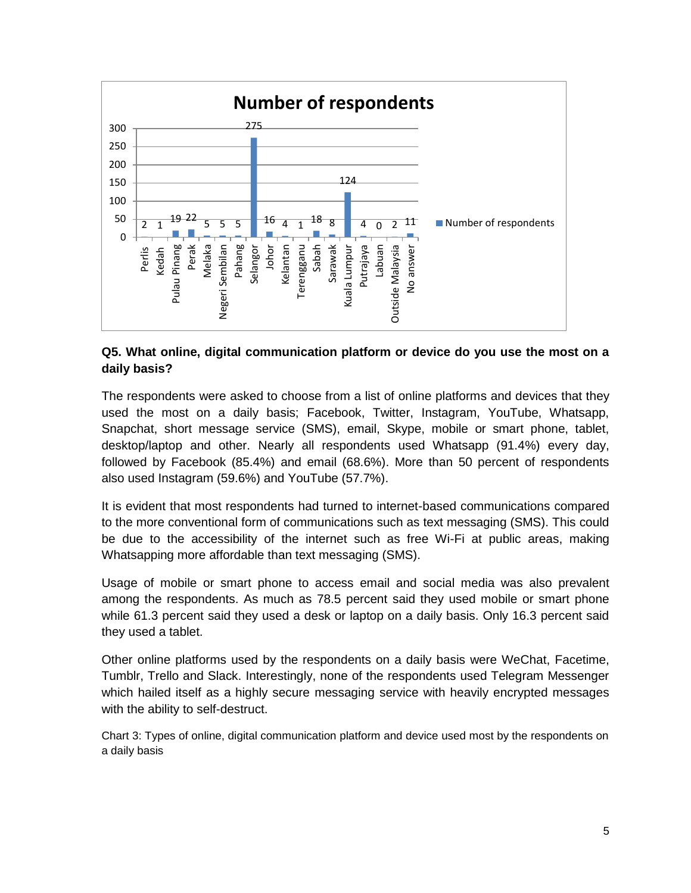**Number of respondents**

| State | Number of respondents |
|---|---|
| Perlis | 2 |
| Kedah | 1 |
| Pulau Pinang | 19 |
| Perak | 22 |
| Melaka | 5 |
| Negeri Sembilan | 5 |
| Pahang | 5 |
| Selangor | 275 |
| Johor | 16 |
| Kelantan | 4 |
| Terengganu | 1 |
| Sabah | 18 |
| Sarawak | 8 |
| Kuala Lumpur | 124 |
| Putrajaya | 4 |
| Labuan | 0 |
| Outside Malaysia | 2 |
| No answer | 11 |

**Q5. What online, digital communication platform or device do you use the most on a daily basis?**

The respondents were asked to choose from a list of online platforms and devices that they used the most on a daily basis; Facebook, Twitter, Instagram, YouTube, Whatsapp, Snapchat, short message service (SMS), email, Skype, mobile or smart phone, tablet, desktop/laptop and other. Nearly all respondents used Whatsapp (91.4%) every day, followed by Facebook (85.4%) and email (68.6%). More than 50 percent of respondents also used Instagram (59.6%) and YouTube (57.7%).

It is evident that most respondents had turned to internet-based communications compared to the more conventional form of communications such as text messaging (SMS). This could be due to the accessibility of the internet such as free Wi-Fi at public areas, making Whatsapping more affordable than text messaging (SMS).

Usage of mobile or smart phone to access email and social media was also prevalent among the respondents. As much as 78.5 percent said they used mobile or smart phone while 61.3 percent said they used a desk or laptop on a daily basis. Only 16.3 percent said they used a tablet.

Other online platforms used by the respondents on a daily basis were WeChat, Facetime, Tumblr, Trello and Slack. Interestingly, none of the respondents used Telegram Messenger which hailed itself as a highly secure messaging service with heavily encrypted messages with the ability to self-destruct.

Chart 3: Types of online, digital communication platform and device used most by the respondents on a daily basis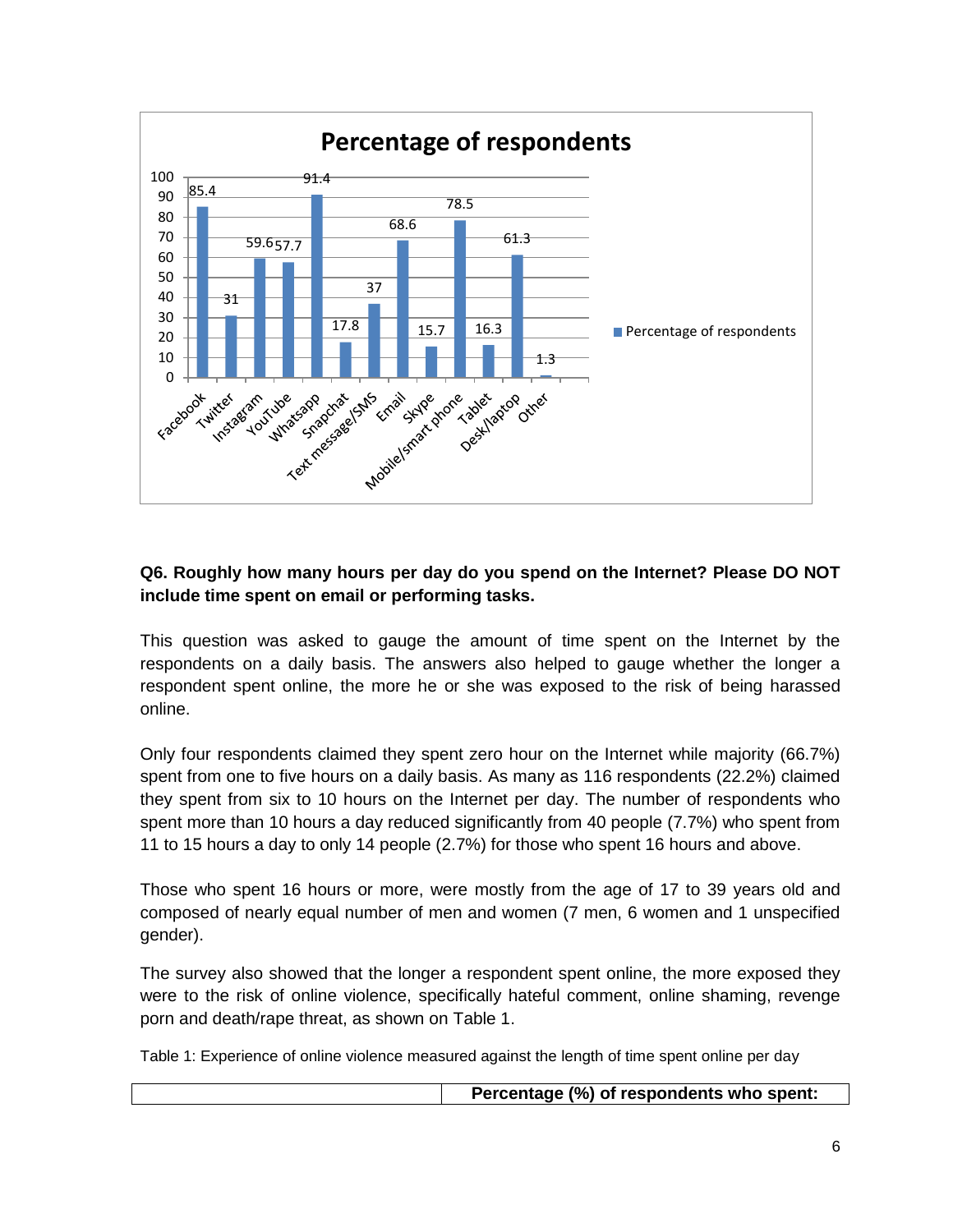**Percentage of respondents**

| Category | Percentage of respondents |
|---|---|
| Facebook | 85.4 |
| Twitter | 31 |
| Instagram | 59.6 |
| YouTube | 57.7 |
| Whatsapp | 91.4 |
| Snapchat | 17.8 |
| Text message/SMS | 37 |
| Email | 68.6 |
| Skype | 15.7 |
| Mobile/smart phone | 78.5 |
| Tablet | 16.3 |
| Desk/laptop | 61.3 |
| Other | 1.3 |

**Q6. Roughly how many hours per day do you spend on the Internet? Please DO NOT include time spent on email or performing tasks.**

This question was asked to gauge the amount of time spent on the Internet by the respondents on a daily basis. The answers also helped to gauge whether the longer a respondent spent online, the more he or she was exposed to the risk of being harassed online.

Only four respondents claimed they spent zero hour on the Internet while majority (66.7%) spent from one to five hours on a daily basis. As many as 116 respondents (22.2%) claimed they spent from six to 10 hours on the Internet per day. The number of respondents who spent more than 10 hours a day reduced significantly from 40 people (7.7%) who spent from 11 to 15 hours a day to only 14 people (2.7%) for those who spent 16 hours and above.

Those who spent 16 hours or more, were mostly from the age of 17 to 39 years old and composed of nearly equal number of men and women (7 men, 6 women and 1 unspecified gender).

The survey also showed that the longer a respondent spent online, the more exposed they were to the risk of online violence, specifically hateful comment, online shaming, revenge porn and death/rape threat, as shown on Table 1.

Table 1: Experience of online violence measured against the length of time spent online per day

| | **Percentage (%) of respondents who spent:** |
|---|---|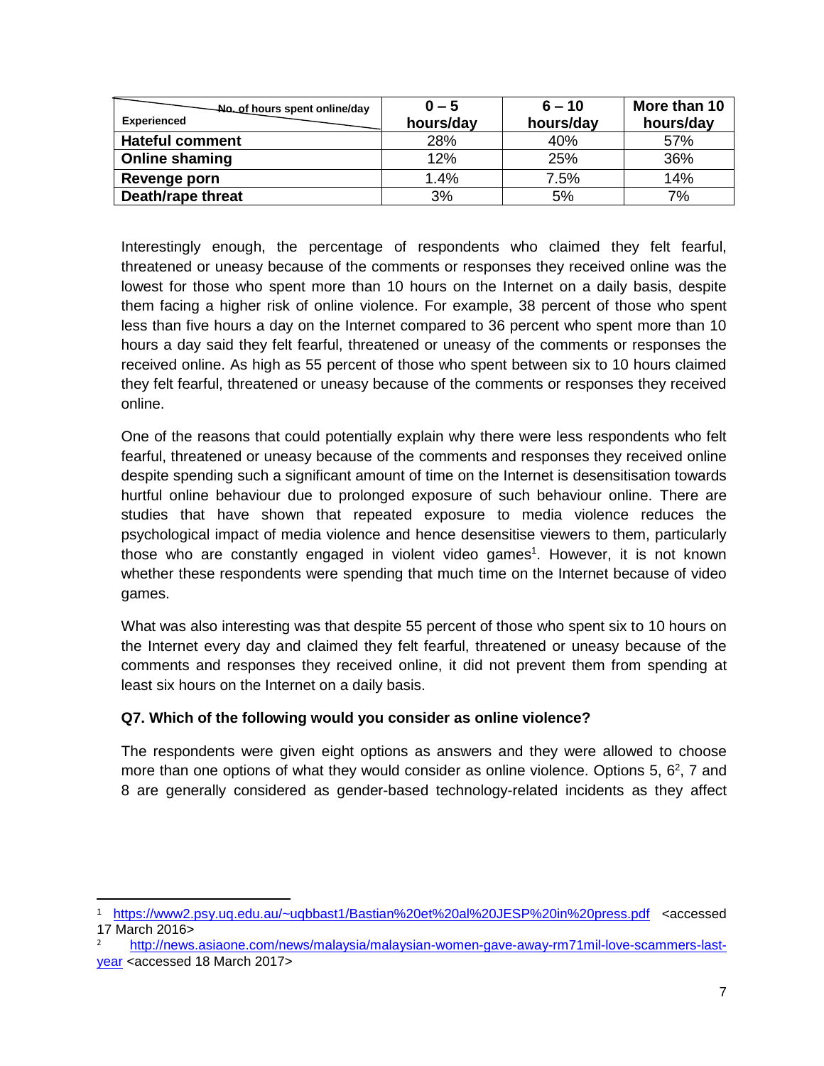| Experienced / No. of hours spent online/day | 0 – 5 hours/day | 6 – 10 hours/day | More than 10 hours/day |
|---|---|---|---|
| **Hateful comment** | 28% | 40% | 57% |
| **Online shaming** | 12% | 25% | 36% |
| **Revenge porn** | 1.4% | 7.5% | 14% |
| **Death/rape threat** | 3% | 5% | 7% |

Interestingly enough, the percentage of respondents who claimed they felt fearful, threatened or uneasy because of the comments or responses they received online was the lowest for those who spent more than 10 hours on the Internet on a daily basis, despite them facing a higher risk of online violence. For example, 38 percent of those who spent less than five hours a day on the Internet compared to 36 percent who spent more than 10 hours a day said they felt fearful, threatened or uneasy of the comments or responses the received online. As high as 55 percent of those who spent between six to 10 hours claimed they felt fearful, threatened or uneasy because of the comments or responses they received online.

One of the reasons that could potentially explain why there were less respondents who felt fearful, threatened or uneasy because of the comments and responses they received online despite spending such a significant amount of time on the Internet is desensitisation towards hurtful online behaviour due to prolonged exposure of such behaviour online. There are studies that have shown that repeated exposure to media violence reduces the psychological impact of media violence and hence desensitise viewers to them, particularly those who are constantly engaged in violent video games[1]. However, it is not known whether these respondents were spending that much time on the Internet because of video games.

What was also interesting was that despite 55 percent of those who spent six to 10 hours on the Internet every day and claimed they felt fearful, threatened or uneasy because of the comments and responses they received online, it did not prevent them from spending at least six hours on the Internet on a daily basis.

**Q7. Which of the following would you consider as online violence?**

The respondents were given eight options as answers and they were allowed to choose more than one options of what they would consider as online violence. Options 5, 6[2], 7 and 8 are generally considered as gender-based technology-related incidents as they affect

---

[1] https://www2.psy.uq.edu.au/~uqbbast1/Bastian%20et%20al%20JESP%20in%20press.pdf <accessed 17 March 2016>

[2] http://news.asiaone.com/news/malaysia/malaysian-women-gave-away-rm71mil-love-scammers-last-year <accessed 18 March 2017>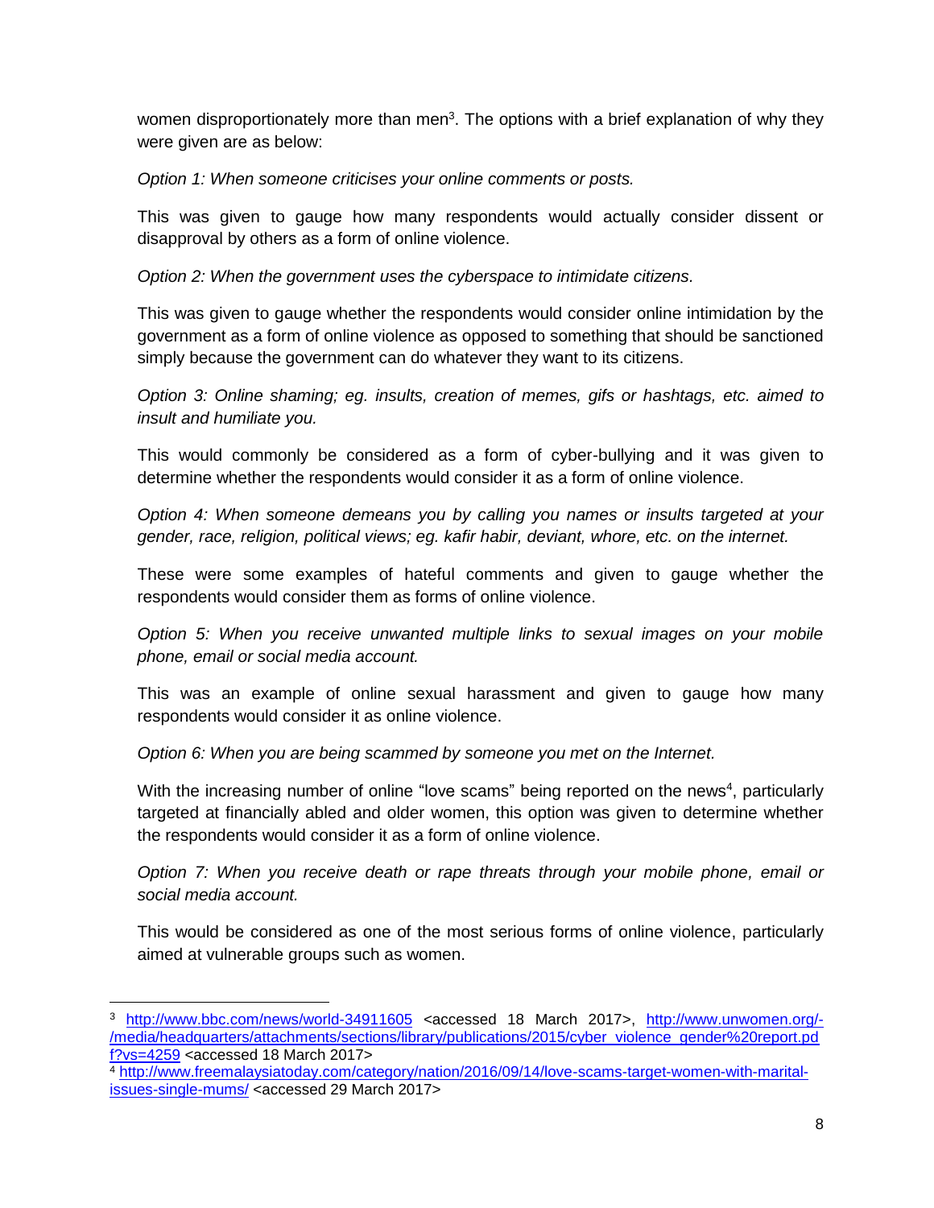women disproportionately more than men[3]. The options with a brief explanation of why they were given are as below:

*Option 1: When someone criticises your online comments or posts.*

This was given to gauge how many respondents would actually consider dissent or disapproval by others as a form of online violence.

*Option 2: When the government uses the cyberspace to intimidate citizens.*

This was given to gauge whether the respondents would consider online intimidation by the government as a form of online violence as opposed to something that should be sanctioned simply because the government can do whatever they want to its citizens.

*Option 3: Online shaming; eg. insults, creation of memes, gifs or hashtags, etc. aimed to insult and humiliate you.*

This would commonly be considered as a form of cyber-bullying and it was given to determine whether the respondents would consider it as a form of online violence.

*Option 4: When someone demeans you by calling you names or insults targeted at your gender, race, religion, political views; eg. kafir habir, deviant, whore, etc. on the internet.*

These were some examples of hateful comments and given to gauge whether the respondents would consider them as forms of online violence.

*Option 5: When you receive unwanted multiple links to sexual images on your mobile phone, email or social media account.*

This was an example of online sexual harassment and given to gauge how many respondents would consider it as online violence.

*Option 6: When you are being scammed by someone you met on the Internet.*

With the increasing number of online "love scams" being reported on the news[4], particularly targeted at financially abled and older women, this option was given to determine whether the respondents would consider it as a form of online violence.

*Option 7: When you receive death or rape threats through your mobile phone, email or social media account.*

This would be considered as one of the most serious forms of online violence, particularly aimed at vulnerable groups such as women.

---

[3] http://www.bbc.com/news/world-34911605 <accessed 18 March 2017>, http://www.unwomen.org/-/media/headquarters/attachments/sections/library/publications/2015/cyber_violence_gender%20report.pdf?vs=4259 <accessed 18 March 2017>

[4] http://www.freemalaysiatoday.com/category/nation/2016/09/14/love-scams-target-women-with-marital-issues-single-mums/ <accessed 29 March 2017>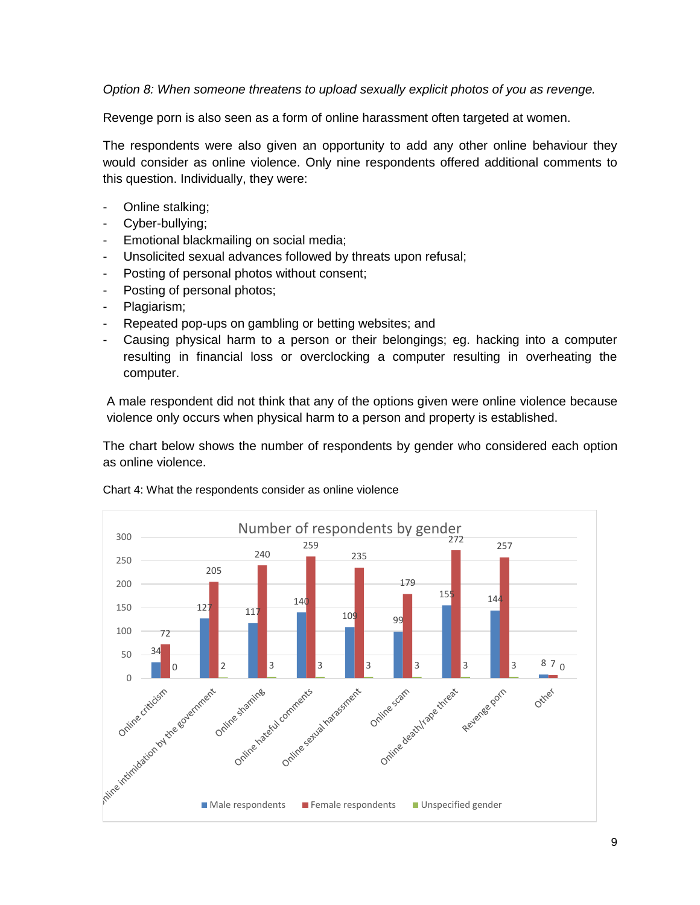*Option 8: When someone threatens to upload sexually explicit photos of you as revenge.*

Revenge porn is also seen as a form of online harassment often targeted at women.

The respondents were also given an opportunity to add any other online behaviour they would consider as online violence. Only nine respondents offered additional comments to this question. Individually, they were:

- Online stalking;
- Cyber-bullying;
- Emotional blackmailing on social media;
- Unsolicited sexual advances followed by threats upon refusal;
- Posting of personal photos without consent;
- Posting of personal photos;
- Plagiarism;
- Repeated pop-ups on gambling or betting websites; and
- Causing physical harm to a person or their belongings; eg. hacking into a computer resulting in financial loss or overclocking a computer resulting in overheating the computer.

A male respondent did not think that any of the options given were online violence because violence only occurs when physical harm to a person and property is established.

The chart below shows the number of respondents by gender who considered each option as online violence.

Chart 4: What the respondents consider as online violence

**Number of respondents by gender**

| | Male respondents | Female respondents | Unspecified gender |
|---|---|---|---|
| Online criticism | 34 | 72 | 0 |
| Online intimidation by the government | 127 | 205 | 2 |
| Online shaming | 117 | 240 | 3 |
| Online hateful comments | 140 | 259 | 3 |
| Online sexual harassment | 109 | 235 | 3 |
| Online scam | 99 | 179 | 3 |
| Online death/rape threat | 155 | 272 | 3 |
| Revenge porn | 144 | 257 | 3 |
| Other | 8 | 7 | 0 |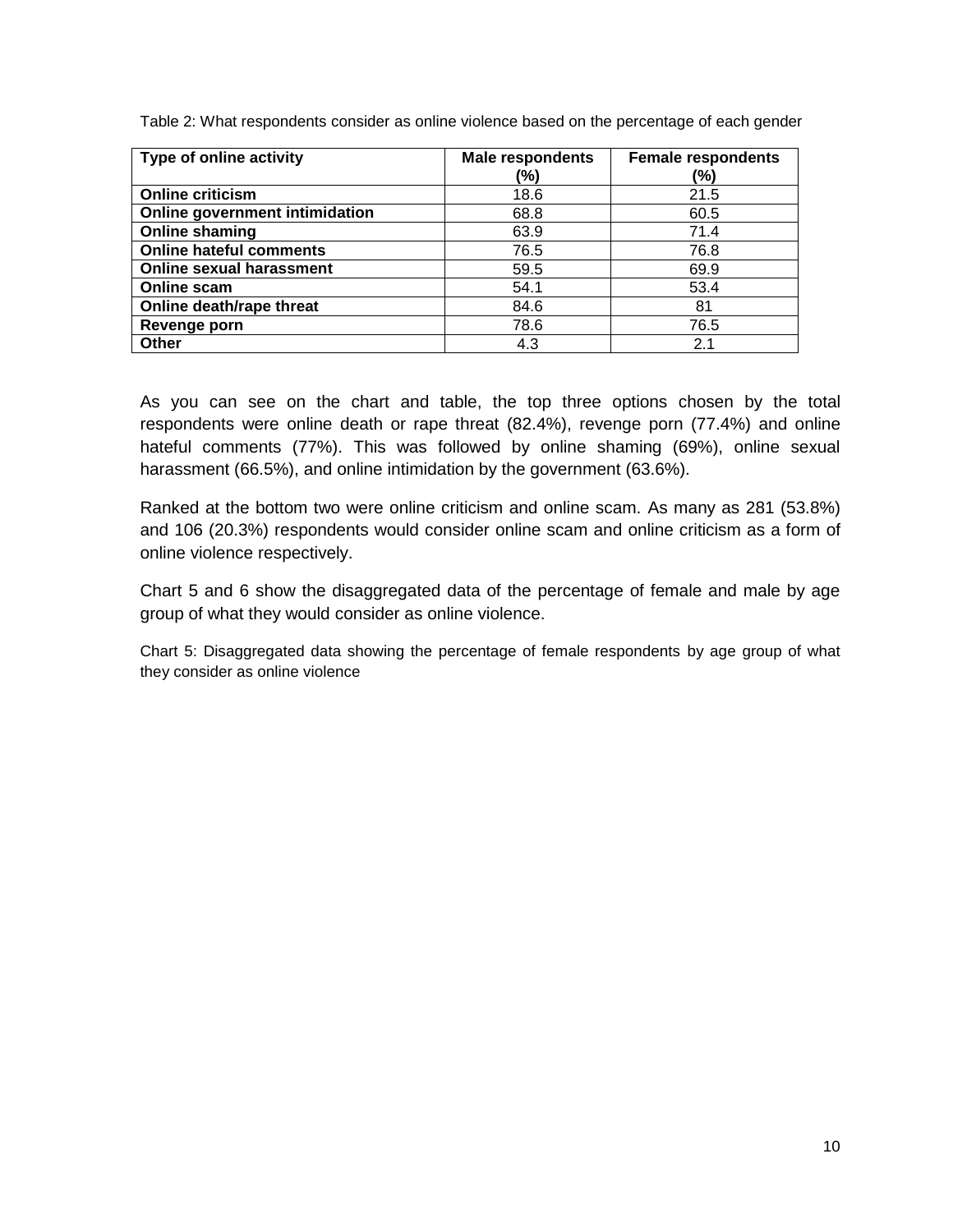Table 2: What respondents consider as online violence based on the percentage of each gender

| Type of online activity | Male respondents (%) | Female respondents (%) |
|---|---|---|
| **Online criticism** | 18.6 | 21.5 |
| **Online government intimidation** | 68.8 | 60.5 |
| **Online shaming** | 63.9 | 71.4 |
| **Online hateful comments** | 76.5 | 76.8 |
| **Online sexual harassment** | 59.5 | 69.9 |
| **Online scam** | 54.1 | 53.4 |
| **Online death/rape threat** | 84.6 | 81 |
| **Revenge porn** | 78.6 | 76.5 |
| **Other** | 4.3 | 2.1 |

As you can see on the chart and table, the top three options chosen by the total respondents were online death or rape threat (82.4%), revenge porn (77.4%) and online hateful comments (77%). This was followed by online shaming (69%), online sexual harassment (66.5%), and online intimidation by the government (63.6%).

Ranked at the bottom two were online criticism and online scam. As many as 281 (53.8%) and 106 (20.3%) respondents would consider online scam and online criticism as a form of online violence respectively.

Chart 5 and 6 show the disaggregated data of the percentage of female and male by age group of what they would consider as online violence.

Chart 5: Disaggregated data showing the percentage of female respondents by age group of what they consider as online violence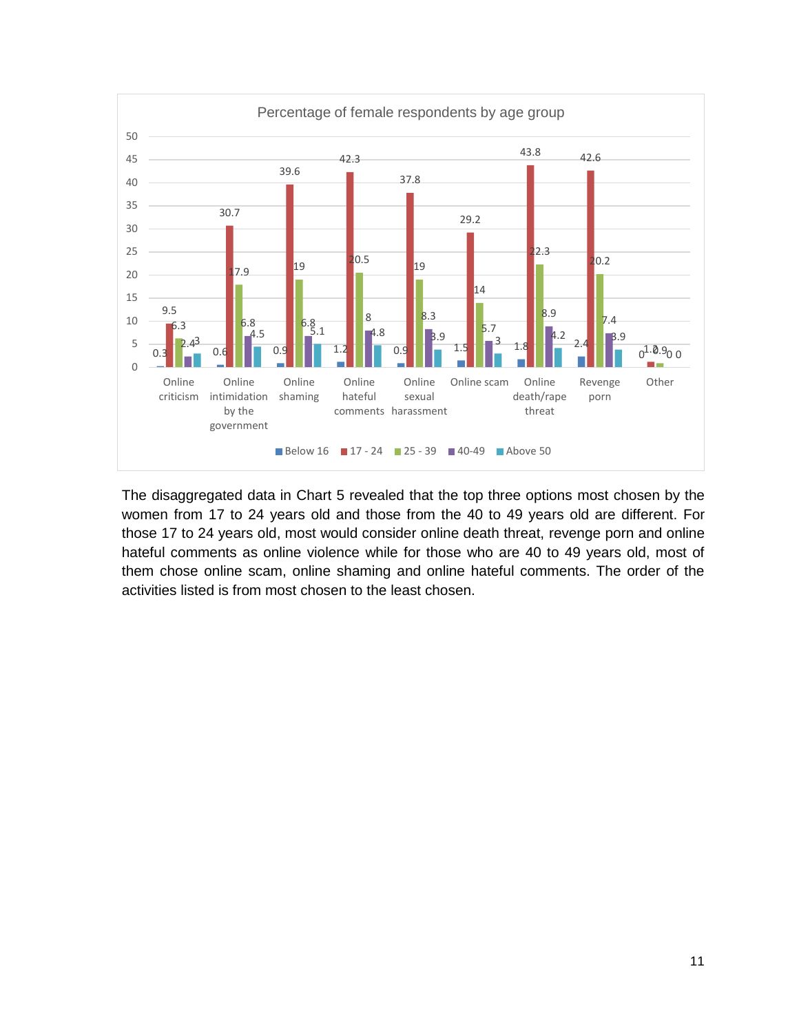**Percentage of female respondents by age group**

| Type | Below 16 | 17 - 24 | 25 - 39 | 40-49 | Above 50 |
|---|---|---|---|---|---|
| Online criticism | 0.3 | 9.5 | 6.3 | 2.4 | 3 |
| Online intimidation by the government | 0.6 | 30.7 | 17.9 | 6.8 | 4.5 |
| Online shaming | 0.9 | 39.6 | 19 | 6.8 | 5.1 |
| Online hateful comments | 1.2 | 42.3 | 20.5 | 8 | 4.8 |
| Online sexual harassment | 0.9 | 37.8 | 19 | 8.3 | 3.9 |
| Online scam | 1.5 | 29.2 | 14 | 5.7 | 3 |
| Online death/rape threat | 1.8 | 43.8 | 22.3 | 8.9 | 4.2 |
| Revenge porn | 2.4 | 42.6 | 20.2 | 7.4 | 3.9 |
| Other | 0 | 1.2 | 0.9 | 0 | 0 |

The disaggregated data in Chart 5 revealed that the top three options most chosen by the women from 17 to 24 years old and those from the 40 to 49 years old are different. For those 17 to 24 years old, most would consider online death threat, revenge porn and online hateful comments as online violence while for those who are 40 to 49 years old, most of them chose online scam, online shaming and online hateful comments. The order of the activities listed is from most chosen to the least chosen.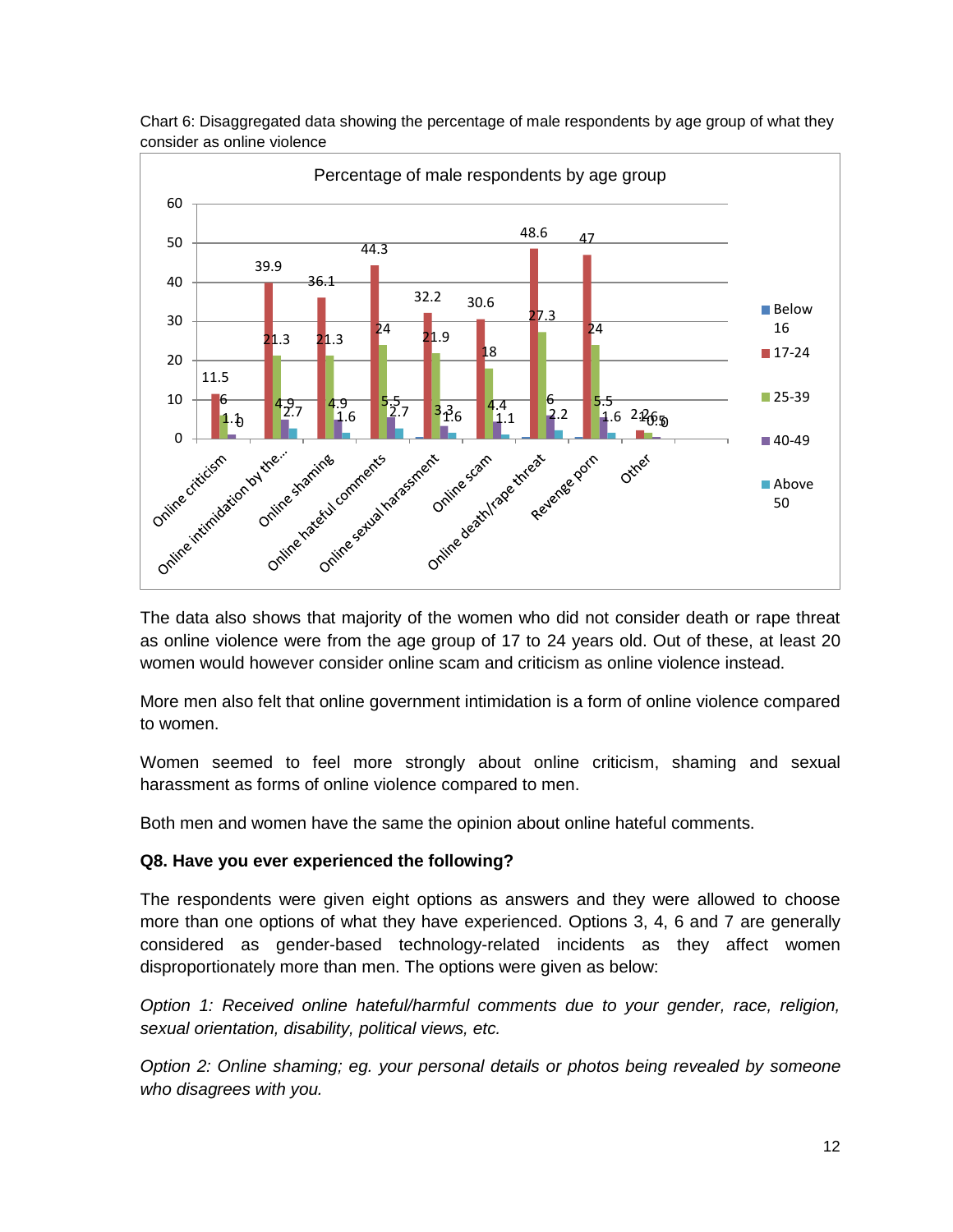Chart 6: Disaggregated data showing the percentage of male respondents by age group of what they consider as online violence

The data also shows that majority of the women who did not consider death or rape threat as online violence were from the age group of 17 to 24 years old. Out of these, at least 20 women would however consider online scam and criticism as online violence instead.

More men also felt that online government intimidation is a form of online violence compared to women.

Women seemed to feel more strongly about online criticism, shaming and sexual harassment as forms of online violence compared to men.

Both men and women have the same the opinion about online hateful comments.

**Q8. Have you ever experienced the following?**

The respondents were given eight options as answers and they were allowed to choose more than one options of what they have experienced. Options 3, 4, 6 and 7 are generally considered as gender-based technology-related incidents as they affect women disproportionately more than men. The options were given as below:

*Option 1: Received online hateful/harmful comments due to your gender, race, religion, sexual orientation, disability, political views, etc.*

*Option 2: Online shaming; eg. your personal details or photos being revealed by someone who disagrees with you.*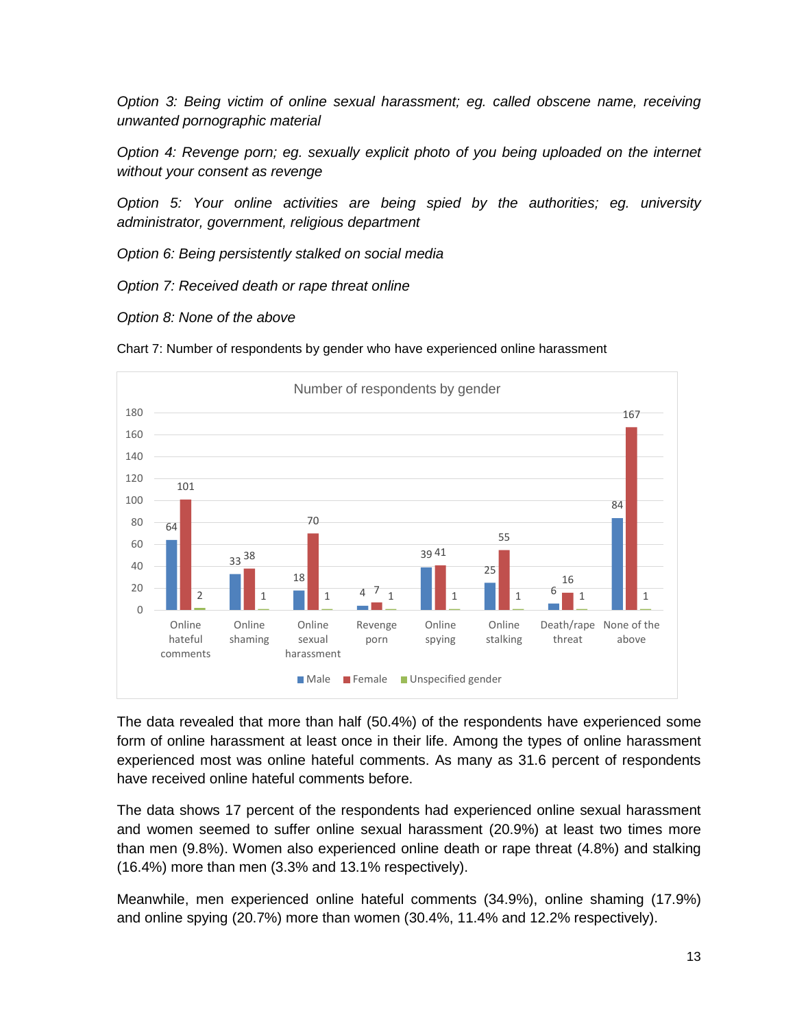*Option 3: Being victim of online sexual harassment; eg. called obscene name, receiving unwanted pornographic material*

*Option 4: Revenge porn; eg. sexually explicit photo of you being uploaded on the internet without your consent as revenge*

*Option 5: Your online activities are being spied by the authorities; eg. university administrator, government, religious department*

*Option 6: Being persistently stalked on social media*

*Option 7: Received death or rape threat online*

*Option 8: None of the above*

Chart 7: Number of respondents by gender who have experienced online harassment

Number of respondents by gender

| | Male | Female | Unspecified gender |
|---|---|---|---|
| Online hateful comments | 64 | 101 | 2 |
| Online shaming | 33 | 38 | 1 |
| Online sexual harassment | 18 | 70 | 1 |
| Revenge porn | 4 | 7 | 1 |
| Online spying | 39 | 41 | 1 |
| Online stalking | 25 | 55 | 1 |
| Death/rape threat | 6 | 16 | 1 |
| None of the above | 84 | 167 | 1 |

The data revealed that more than half (50.4%) of the respondents have experienced some form of online harassment at least once in their life. Among the types of online harassment experienced most was online hateful comments. As many as 31.6 percent of respondents have received online hateful comments before.

The data shows 17 percent of the respondents had experienced online sexual harassment and women seemed to suffer online sexual harassment (20.9%) at least two times more than men (9.8%). Women also experienced online death or rape threat (4.8%) and stalking (16.4%) more than men (3.3% and 13.1% respectively).

Meanwhile, men experienced online hateful comments (34.9%), online shaming (17.9%) and online spying (20.7%) more than women (30.4%, 11.4% and 12.2% respectively).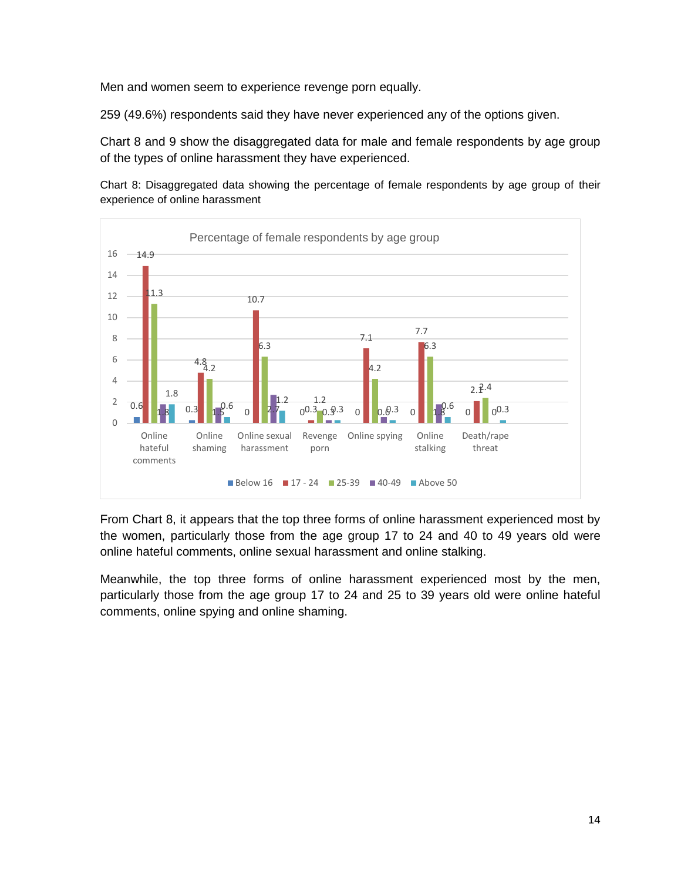Men and women seem to experience revenge porn equally.

259 (49.6%) respondents said they have never experienced any of the options given.

Chart 8 and 9 show the disaggregated data for male and female respondents by age group of the types of online harassment they have experienced.

Chart 8: Disaggregated data showing the percentage of female respondents by age group of their experience of online harassment

**Percentage of female respondents by age group**

| | Below 16 | 17 - 24 | 25-39 | 40-49 | Above 50 |
|---|---|---|---|---|---|
| Online hateful comments | 0.6 | 14.9 | 11.3 | 1.8 | 1.8 |
| Online shaming | 0.3 | 4.8 | 4.2 | 1.5 | 0.6 |
| Online sexual harassment | 0 | 10.7 | 6.3 | 2.7 | 1.2 |
| Revenge porn | 0 | 0.3 | 1.2 | 0.3 | 0.3 |
| Online spying | 0 | 7.1 | 4.2 | 0.6 | 0.3 |
| Online stalking | 0 | 7.7 | 6.3 | 1.8 | 0.6 |
| Death/rape threat | 0 | 2.1 | 2.4 | 0 | 0.3 |

From Chart 8, it appears that the top three forms of online harassment experienced most by the women, particularly those from the age group 17 to 24 and 40 to 49 years old were online hateful comments, online sexual harassment and online stalking.

Meanwhile, the top three forms of online harassment experienced most by the men, particularly those from the age group 17 to 24 and 25 to 39 years old were online hateful comments, online spying and online shaming.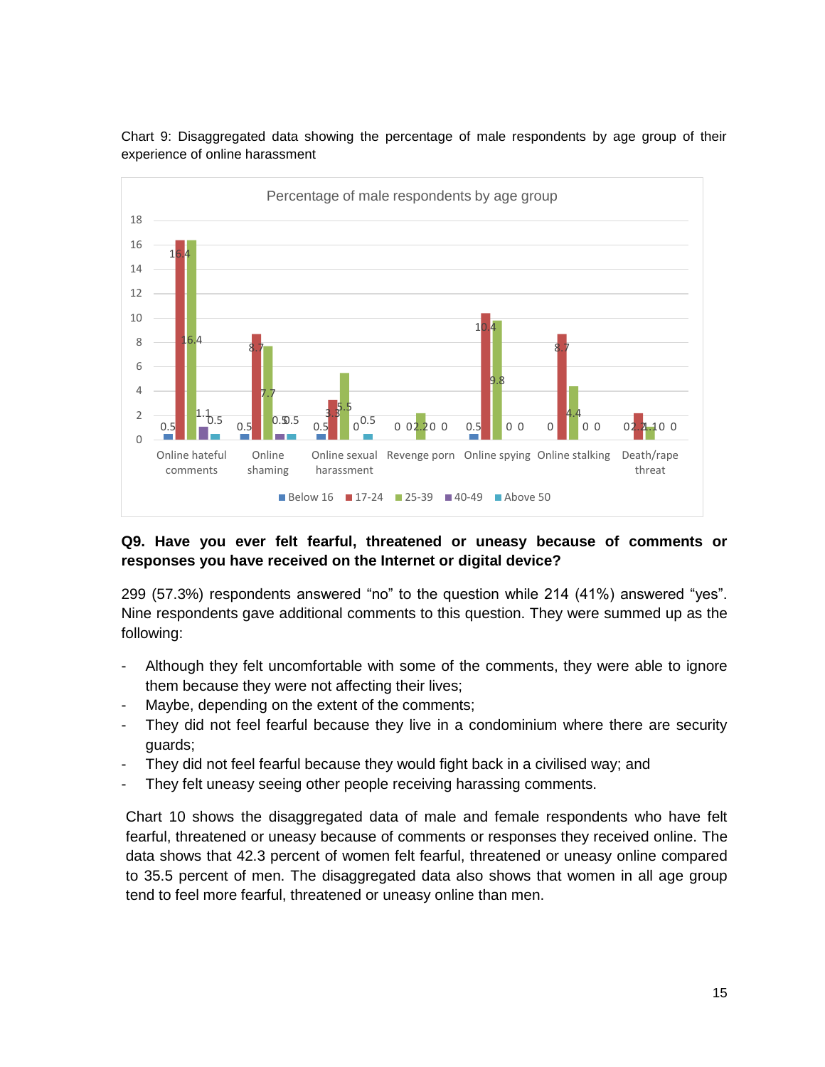Chart 9: Disaggregated data showing the percentage of male respondents by age group of their experience of online harassment

**Percentage of male respondents by age group**

| | Below 16 | 17-24 | 25-39 | 40-49 | Above 50 |
|---|---|---|---|---|---|
| Online hateful comments | 0.5 | 16.4 | 16.4 | 1.1 | 0.5 |
| Online shaming | 0.5 | 8.7 | 7.7 | 0.5 | 0.5 |
| Online sexual harassment | 0.5 | 3.3 | 5.5 | 0 | 0.5 |
| Revenge porn | 0 | 0 | 2.2 | 0 | 0 |
| Online spying | 0.5 | 10.4 | 9.8 | 0 | 0 |
| Online stalking | 0 | 8.7 | 4.4 | 0 | 0 |
| Death/rape threat | 0 | 2.2 | 1.1 | 0 | 0 |

**Q9. Have you ever felt fearful, threatened or uneasy because of comments or responses you have received on the Internet or digital device?**

299 (57.3%) respondents answered "no" to the question while 214 (41%) answered "yes". Nine respondents gave additional comments to this question. They were summed up as the following:

- Although they felt uncomfortable with some of the comments, they were able to ignore them because they were not affecting their lives;
- Maybe, depending on the extent of the comments;
- They did not feel fearful because they live in a condominium where there are security guards;
- They did not feel fearful because they would fight back in a civilised way; and
- They felt uneasy seeing other people receiving harassing comments.

Chart 10 shows the disaggregated data of male and female respondents who have felt fearful, threatened or uneasy because of comments or responses they received online. The data shows that 42.3 percent of women felt fearful, threatened or uneasy online compared to 35.5 percent of men. The disaggregated data also shows that women in all age group tend to feel more fearful, threatened or uneasy online than men.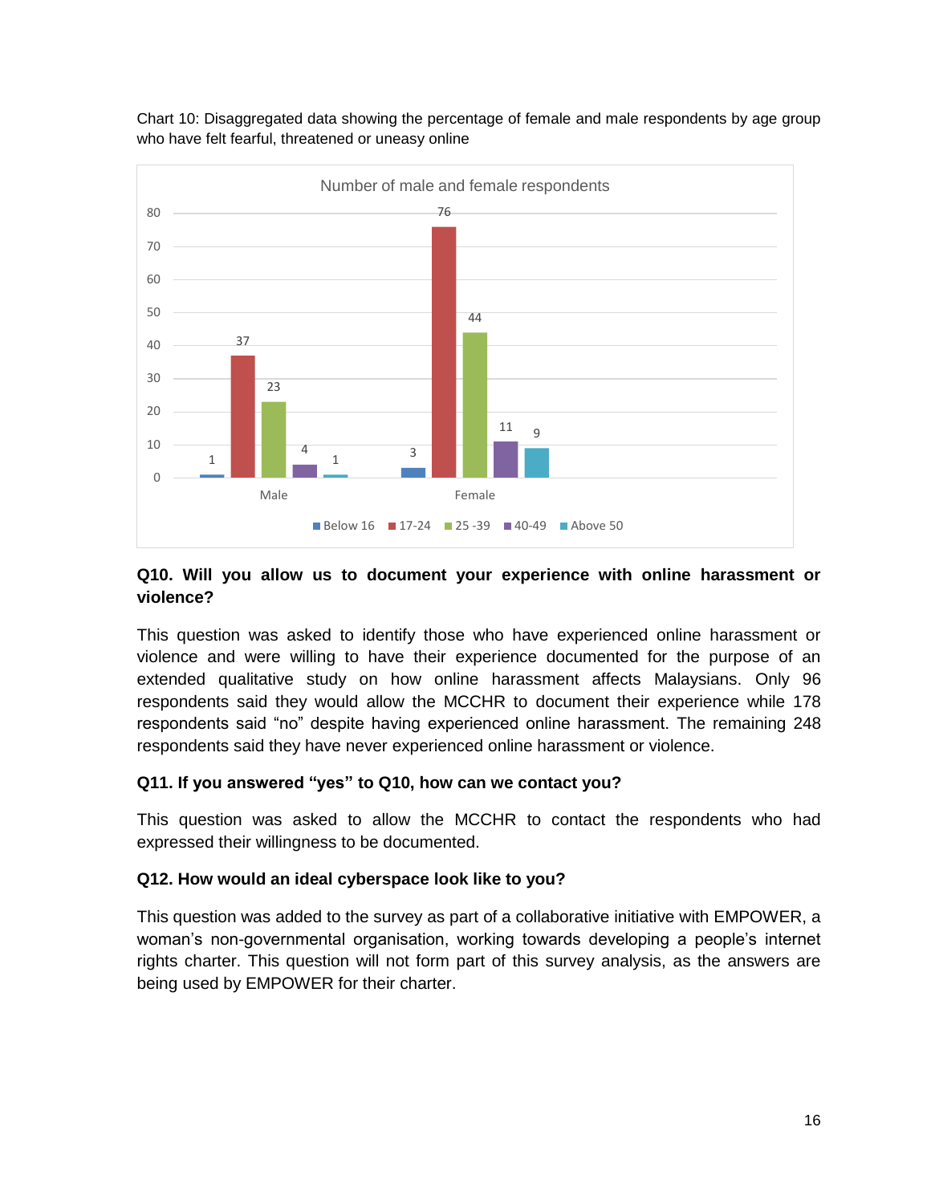Chart 10: Disaggregated data showing the percentage of female and male respondents by age group who have felt fearful, threatened or uneasy online

Number of male and female respondents

| | Below 16 | 17-24 | 25 -39 | 40-49 | Above 50 |
|---|---|---|---|---|---|
| Male | 1 | 37 | 23 | 4 | 1 |
| Female | 3 | 76 | 44 | 11 | 9 |

**Q10. Will you allow us to document your experience with online harassment or violence?**

This question was asked to identify those who have experienced online harassment or violence and were willing to have their experience documented for the purpose of an extended qualitative study on how online harassment affects Malaysians. Only 96 respondents said they would allow the MCCHR to document their experience while 178 respondents said "no" despite having experienced online harassment. The remaining 248 respondents said they have never experienced online harassment or violence.

**Q11. If you answered "yes" to Q10, how can we contact you?**

This question was asked to allow the MCCHR to contact the respondents who had expressed their willingness to be documented.

**Q12. How would an ideal cyberspace look like to you?**

This question was added to the survey as part of a collaborative initiative with EMPOWER, a woman's non-governmental organisation, working towards developing a people's internet rights charter. This question will not form part of this survey analysis, as the answers are being used by EMPOWER for their charter.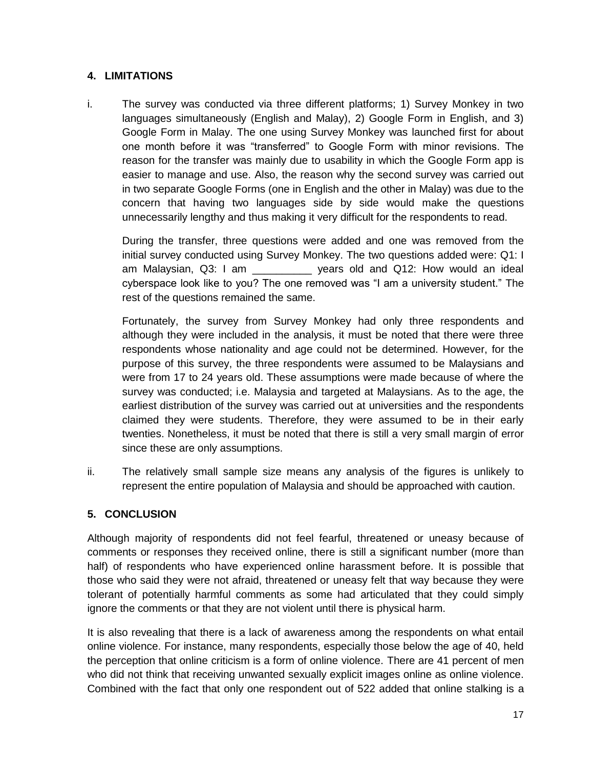## 4. LIMITATIONS

i. The survey was conducted via three different platforms; 1) Survey Monkey in two languages simultaneously (English and Malay), 2) Google Form in English, and 3) Google Form in Malay. The one using Survey Monkey was launched first for about one month before it was "transferred" to Google Form with minor revisions. The reason for the transfer was mainly due to usability in which the Google Form app is easier to manage and use. Also, the reason why the second survey was carried out in two separate Google Forms (one in English and the other in Malay) was due to the concern that having two languages side by side would make the questions unnecessarily lengthy and thus making it very difficult for the respondents to read.

   During the transfer, three questions were added and one was removed from the initial survey conducted using Survey Monkey. The two questions added were: Q1: I am Malaysian, Q3: I am __________ years old and Q12: How would an ideal cyberspace look like to you? The one removed was "I am a university student." The rest of the questions remained the same.

   Fortunately, the survey from Survey Monkey had only three respondents and although they were included in the analysis, it must be noted that there were three respondents whose nationality and age could not be determined. However, for the purpose of this survey, the three respondents were assumed to be Malaysians and were from 17 to 24 years old. These assumptions were made because of where the survey was conducted; i.e. Malaysia and targeted at Malaysians. As to the age, the earliest distribution of the survey was carried out at universities and the respondents claimed they were students. Therefore, they were assumed to be in their early twenties. Nonetheless, it must be noted that there is still a very small margin of error since these are only assumptions.

ii. The relatively small sample size means any analysis of the figures is unlikely to represent the entire population of Malaysia and should be approached with caution.

## 5. CONCLUSION

Although majority of respondents did not feel fearful, threatened or uneasy because of comments or responses they received online, there is still a significant number (more than half) of respondents who have experienced online harassment before. It is possible that those who said they were not afraid, threatened or uneasy felt that way because they were tolerant of potentially harmful comments as some had articulated that they could simply ignore the comments or that they are not violent until there is physical harm.

It is also revealing that there is a lack of awareness among the respondents on what entail online violence. For instance, many respondents, especially those below the age of 40, held the perception that online criticism is a form of online violence. There are 41 percent of men who did not think that receiving unwanted sexually explicit images online as online violence. Combined with the fact that only one respondent out of 522 added that online stalking is a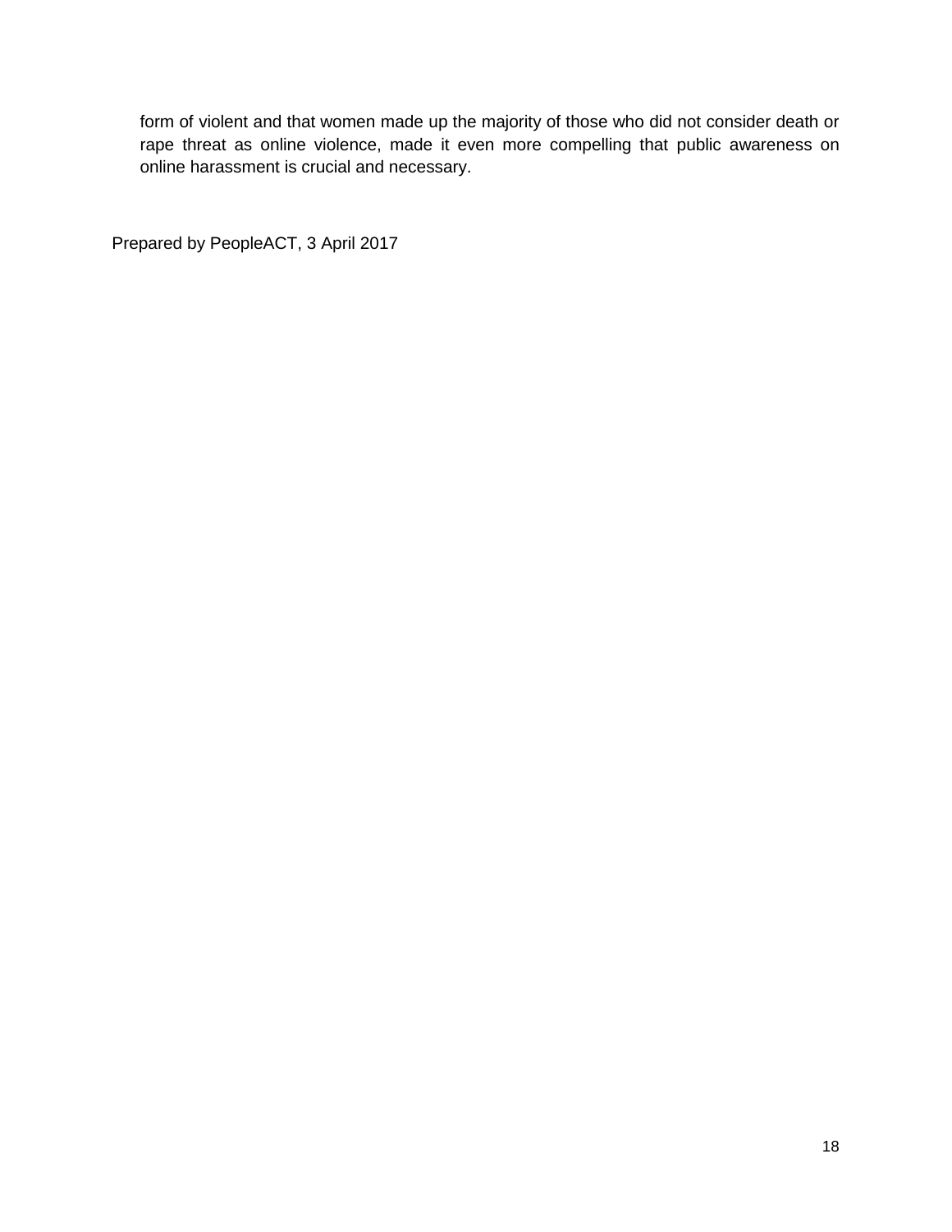form of violent and that women made up the majority of those who did not consider death or rape threat as online violence, made it even more compelling that public awareness on online harassment is crucial and necessary.

Prepared by PeopleACT, 3 April 2017